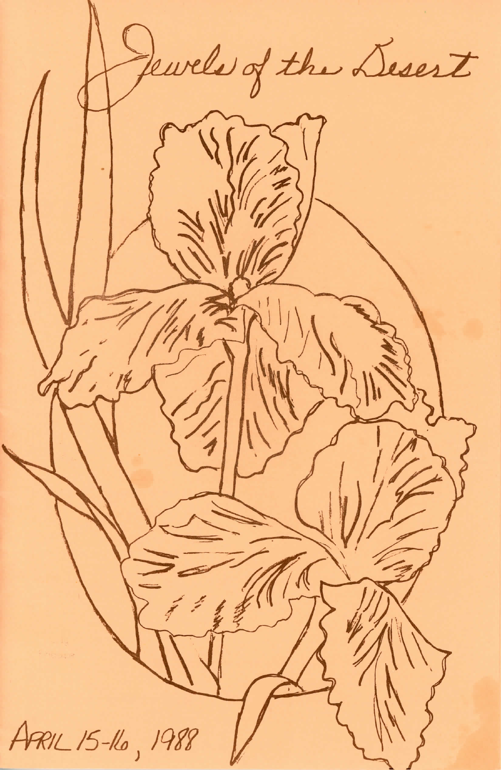# Jewels of the Desert

APRIL 15-16, 1988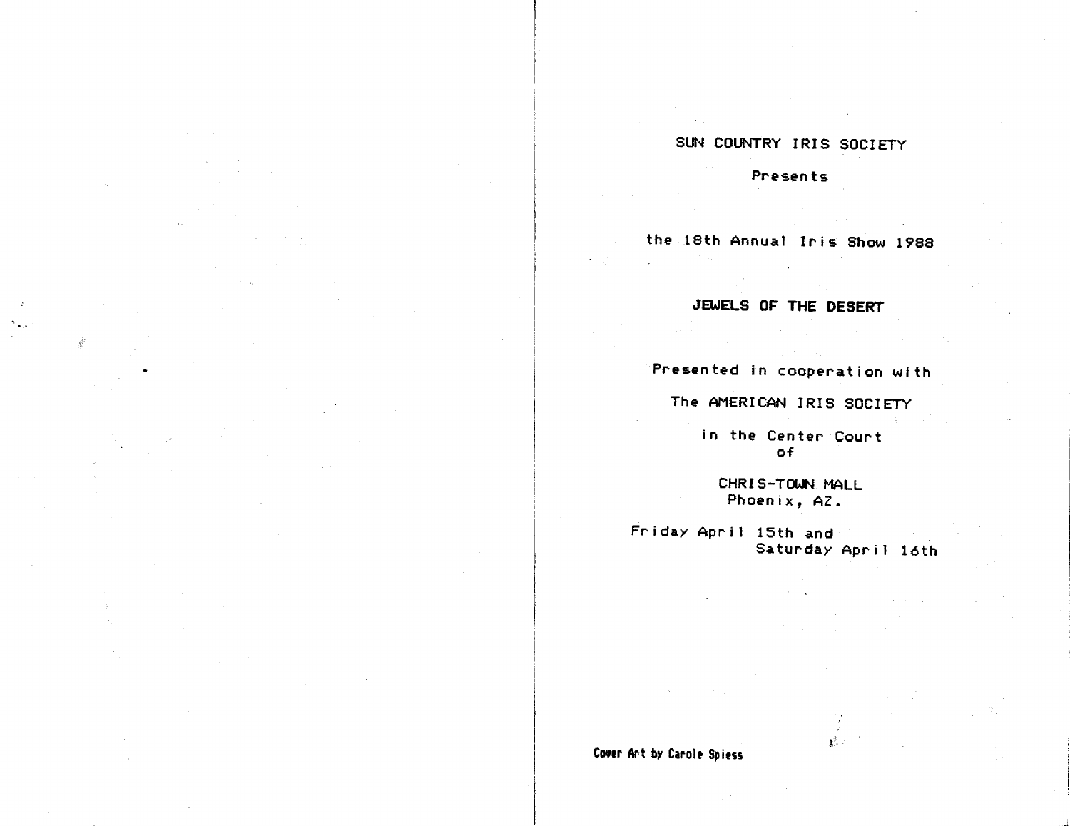SUN COUNTRY IRIS SOCIETY

Presents

the 18th Annual Iris Show 1988

**JEWELS OF THE DESERT**

Presented in cooperation with

The AMERICAN IRIS SOCIETY

in the Center Court
of

CHRIS-TOWN MALL
Phoenix, AZ.

Friday April 15th and
Saturday April 16th

**Cover Art by Carole Spiess**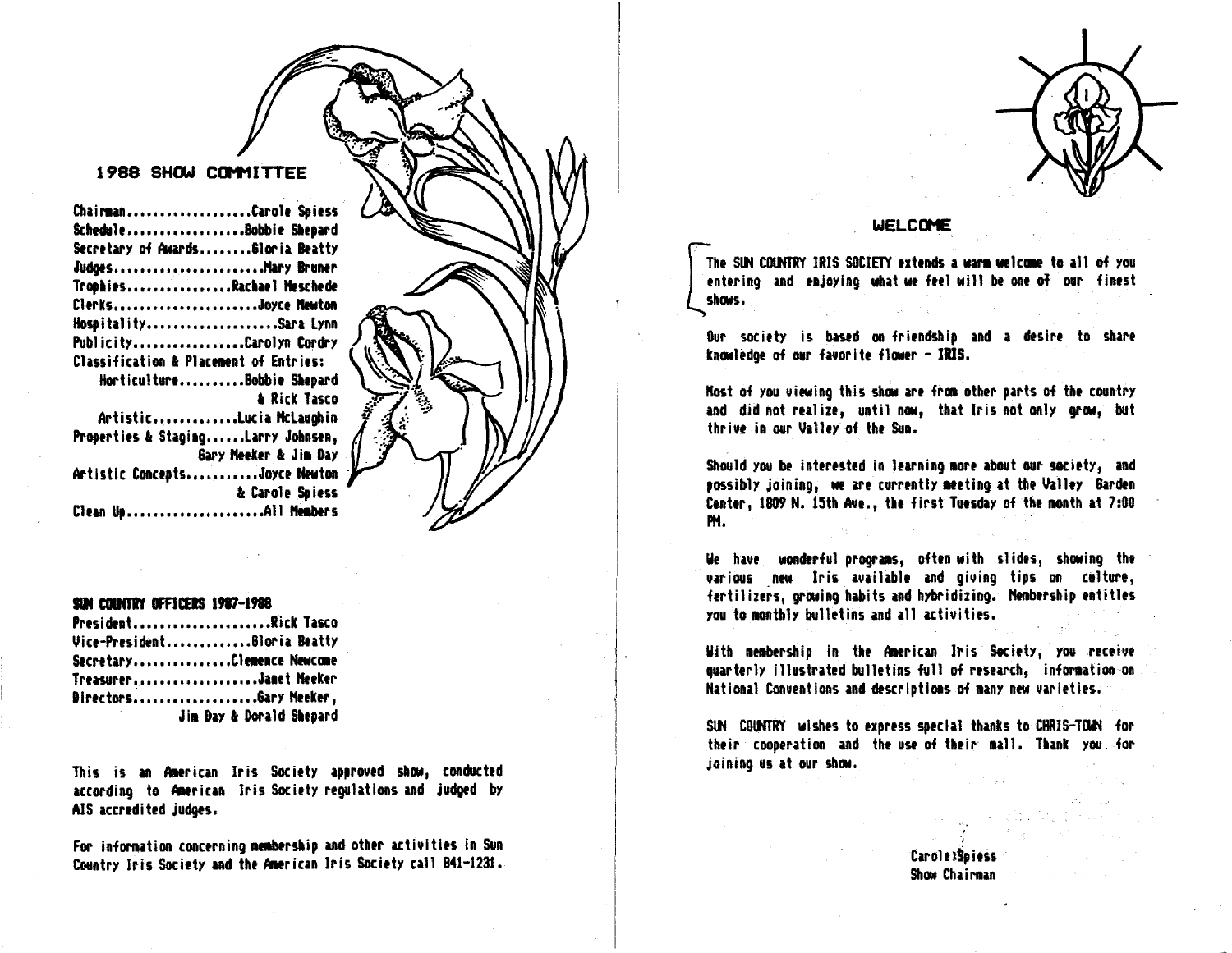## 1988 SHOW COMMITTEE

Chairman....................Carole Spiess
Schedule....................Bobbie Shepard
Secretary of Awards........Gloria Beatty
Judges......................Mary Bruner
Trophies................Rachael Meschede
Clerks......................Joyce Newton
Hospitality....................Sara Lynn
Publicity.................Carolyn Cordry
Classification & Placement of Entries:
Horticulture..........Bobbie Shepard & Rick Tasco
Artistic.............Lucia McLaughin
Properties & Staging......Larry Johnsen, Gary Meeker & Jim Day
Artistic Concepts...........Joyce Newton & Carole Spiess
Clean Up.....................All Members

**SUN COUNTRY OFFICERS 1987-1988**

President.....................Rick Tasco
Vice-President.............Gloria Beatty
Secretary...............Clemence Newcome
Treasurer....................Janet Meeker
Directors....................Gary Meeker, Jim Day & Dorald Shepard

This is an American Iris Society approved show, conducted according to American Iris Society regulations and judged by AIS accredited judges.

For information concerning membership and other activities in Sun Country Iris Society and the American Iris Society call 841-1231.

## WELCOME

The SUN COUNTRY IRIS SOCIETY extends a warm welcome to all of you entering and enjoying what we feel will be one of our finest shows.

Our society is based on friendship and a desire to share knowledge of our favorite flower - IRIS.

Most of you viewing this show are from other parts of the country and did not realize, until now, that Iris not only grow, but thrive in our Valley of the Sun.

Should you be interested in learning more about our society, and possibly joining, we are currently meeting at the Valley Garden Center, 1809 N. 15th Ave., the first Tuesday of the month at 7:00 PM.

We have wonderful programs, often with slides, showing the various new Iris available and giving tips on culture, fertilizers, growing habits and hybridizing. Membership entitles you to monthly bulletins and all activities.

With membership in the American Iris Society, you receive quarterly illustrated bulletins full of research, information on National Conventions and descriptions of many new varieties.

SUN COUNTRY wishes to express special thanks to CHRIS-TOWN for their cooperation and the use of their mall. Thank you for joining us at our show.

Carole Spiess
Show Chairman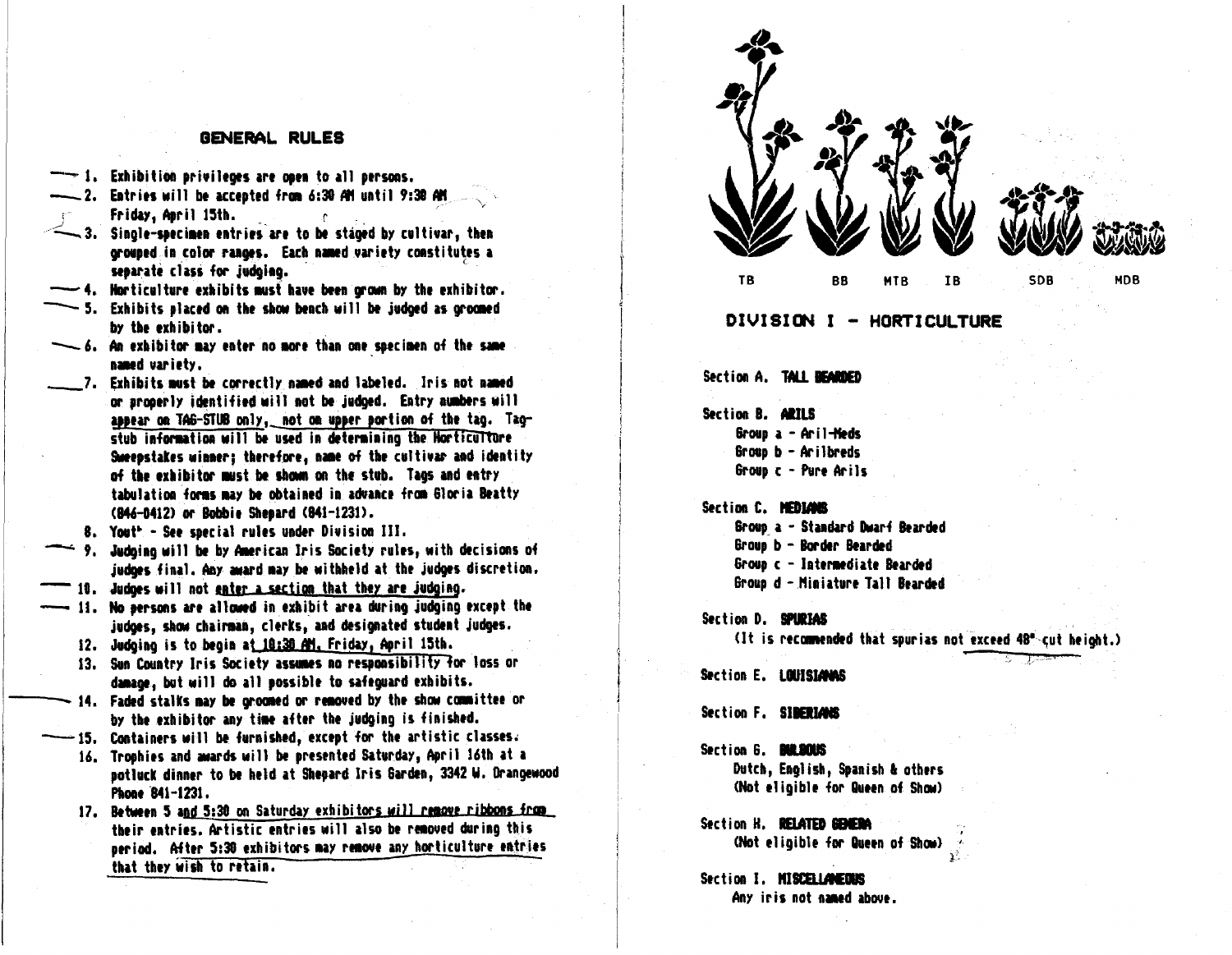## GENERAL RULES

1. Exhibition privileges are open to all persons.
2. Entries will be accepted from 6:30 AM until 9:30 AM Friday, April 15th.
3. Single-specimen entries are to be staged by cultivar, then grouped in color ranges. Each named variety constitutes a separate class for judging.
4. Horticulture exhibits must have been grown by the exhibitor.
5. Exhibits placed on the show bench will be judged as groomed by the exhibitor.
6. An exhibitor may enter no more than one specimen of the same named variety.
7. Exhibits must be correctly named and labeled. Iris not named or properly identified will not be judged. Entry numbers will appear on TAG-STUB only, not on upper portion of the tag. Tag-stub information will be used in determining the Horticulture Sweepstakes winner; therefore, name of the cultivar and identity of the exhibitor must be shown on the stub. Tags and entry tabulation forms may be obtained in advance from Gloria Beatty (846-0412) or Bobbie Shepard (841-1231).
8. Yout* - See special rules under Division III.
9. Judging will be by American Iris Society rules, with decisions of judges final. Any award may be withheld at the judges discretion.
10. Judges will not enter a section that they are judging.
11. No persons are allowed in exhibit area during judging except the judges, show chairman, clerks, and designated student judges.
12. Judging is to begin at 10:30 AM, Friday, April 15th.
13. Sun Country Iris Society assumes no responsibility for loss or damage, but will do all possible to safeguard exhibits.
14. Faded stalks may be groomed or removed by the show committee or by the exhibitor any time after the judging is finished.
15. Containers will be furnished, except for the artistic classes.
16. Trophies and awards will be presented Saturday, April 16th at a potluck dinner to be held at Shepard Iris Garden, 3342 W. Orangewood Phone 841-1231.
17. Between 5 and 5:30 on Saturday exhibitors will remove ribbons from their entries. Artistic entries will also be removed during this period. After 5:30 exhibitors may remove any horticulture entries that they wish to retain.

TB BB MTB IB SDB MDB

## DIVISION I - HORTICULTURE

**Section A. TALL BEARDED**

**Section B. ARILS**
- Group a - Aril-Meds
- Group b - Arilbreds
- Group c - Pure Arils

**Section C. MEDIANS**
- Group a - Standard Dwarf Bearded
- Group b - Border Bearded
- Group c - Intermediate Bearded
- Group d - Miniature Tall Bearded

**Section D. SPURIAS**
(It is recommended that spurias not exceed 48" cut height.)

**Section E. LOUISIANAS**

**Section F. SIBERIANS**

**Section G. BULBOUS**
Dutch, English, Spanish & others
(Not eligible for Queen of Show)

**Section H. RELATED GENERA**
(Not eligible for Queen of Show)

**Section I. MISCELLANEOUS**
Any iris not named above.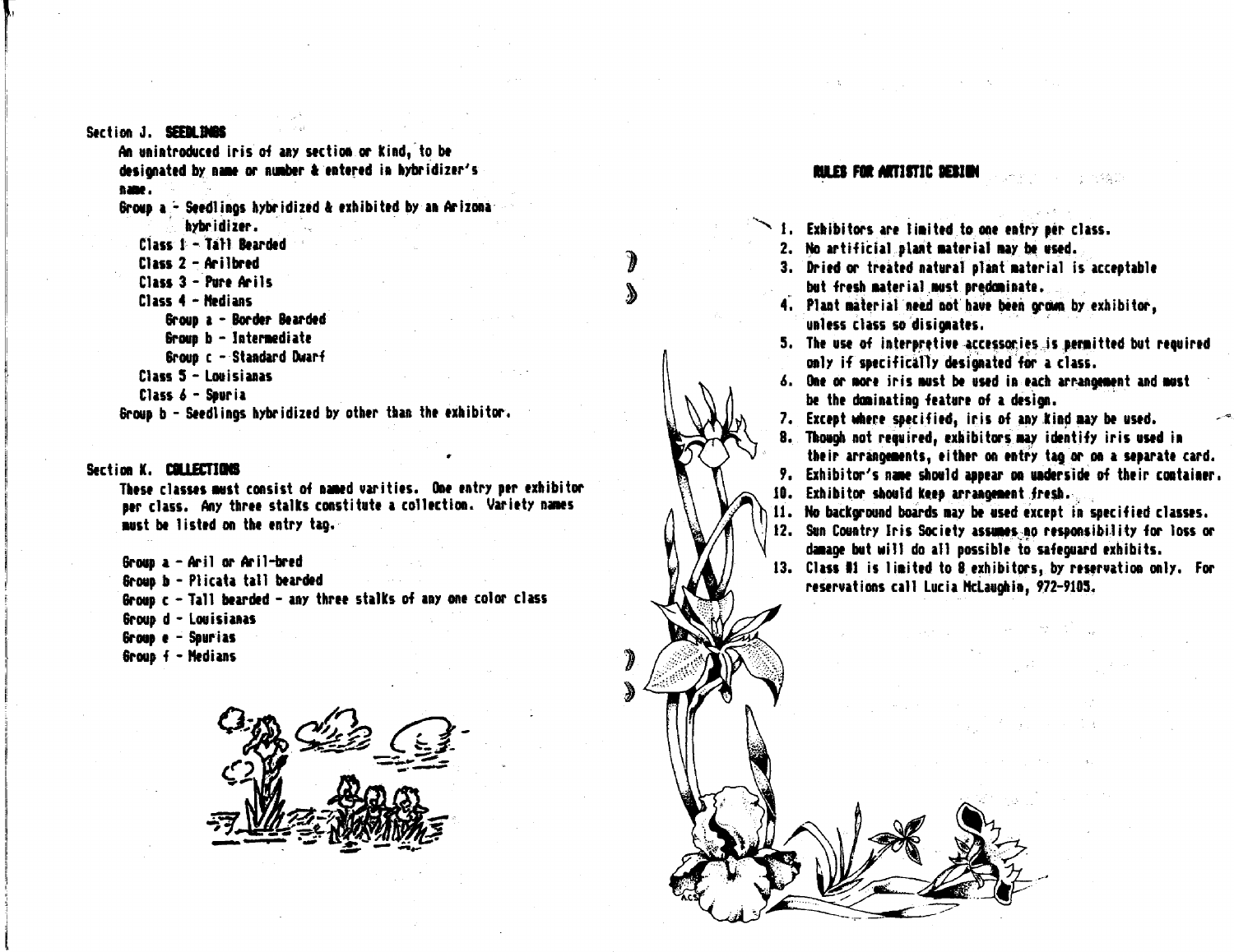## Section J. SEEDLINGS

An unintroduced iris of any section or kind, to be designated by name or number & entered in hybridizer's name.

Group a - Seedlings hybridized & exhibited by an Arizona hybridizer.

- Class 1 - Tall Bearded
- Class 2 - Arilbred
- Class 3 - Pure Arils
- Class 4 - Medians
  - Group a - Border Bearded
  - Group b - Intermediate
  - Group c - Standard Dwarf
- Class 5 - Louisianas
- Class 6 - Spuria

Group b - Seedlings hybridized by other than the exhibitor.

## Section K. COLLECTIONS

These classes must consist of named varities. One entry per exhibitor per class. Any three stalks constitute a collection. Variety names must be listed on the entry tag.

- Group a - Aril or Aril-bred
- Group b - Plicata tall bearded
- Group c - Tall bearded - any three stalks of any one color class
- Group d - Louisianas
- Group e - Spurias
- Group f - Medians

## RULES FOR ARTISTIC DESIGN

1. Exhibitors are limited to one entry per class.
2. No artificial plant material may be used.
3. Dried or treated natural plant material is acceptable but fresh material must predominate.
4. Plant material need not have been grown by exhibitor, unless class so disignates.
5. The use of interpretive accessories is permitted but required only if specifically designated for a class.
6. One or more iris must be used in each arrangement and must be the dominating feature of a design.
7. Except where specified, iris of any kind may be used.
8. Though not required, exhibitors may identify iris used in their arrangements, either on entry tag or on a separate card.
9. Exhibitor's name should appear on underside of their container.
10. Exhibitor should keep arrangement fresh.
11. No background boards may be used except in specified classes.
12. Sun Country Iris Society assumes no responsibility for loss or damage but will do all possible to safeguard exhibits.
13. Class #1 is limited to 8 exhibitors, by reservation only. For reservations call Lucia McLaughin, 972-9105.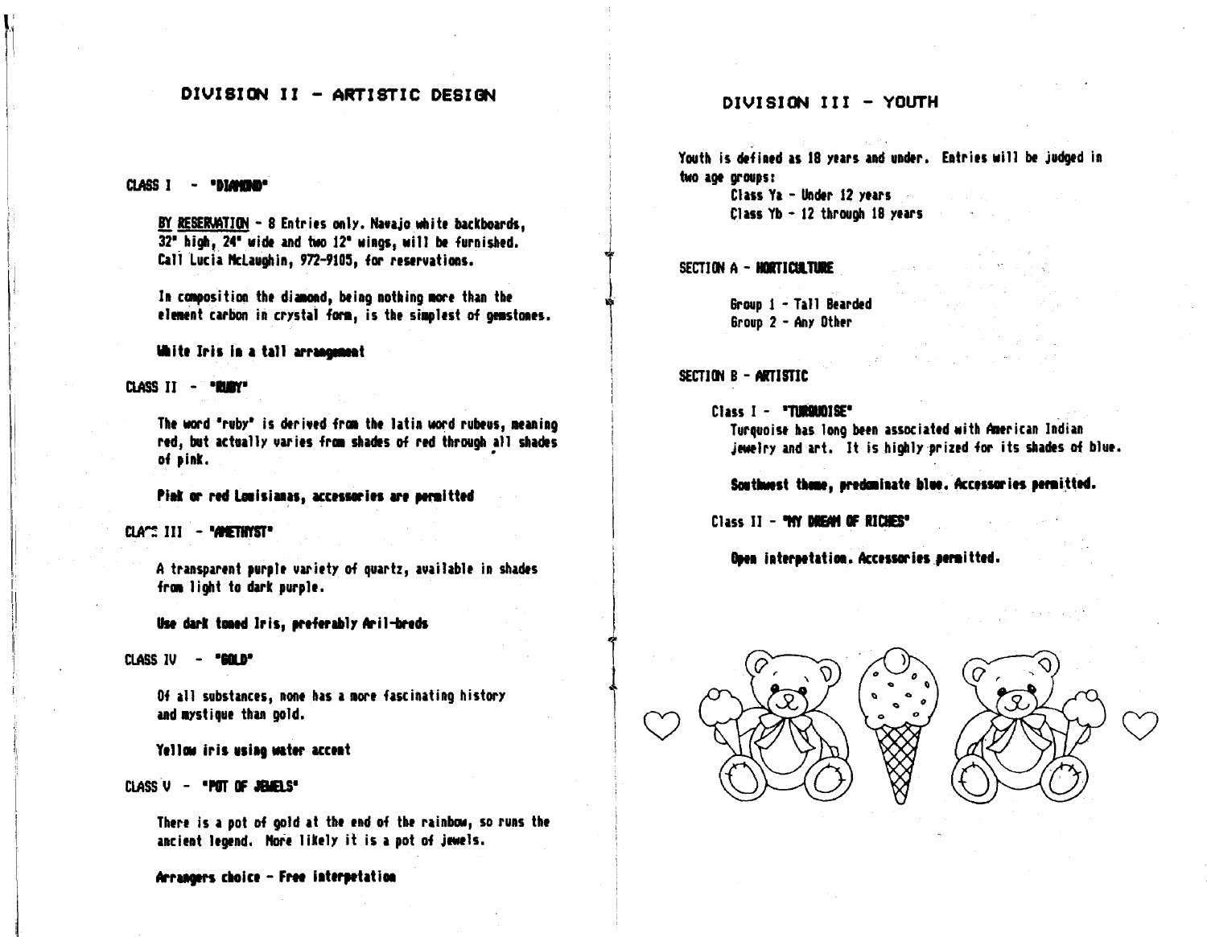## DIVISION II - ARTISTIC DESIGN

### CLASS I - "DIAMOND"

BY RESERVATION - 8 Entries only. Navajo white backboards, 32" high, 24" wide and two 12" wings, will be furnished. Call Lucia McLaughin, 972-9105, for reservations.

In composition the diamond, being nothing more than the element carbon in crystal form, is the simplest of gemstones.

**White Iris in a tall arrangement**

### CLASS II - "RUBY"

The word "ruby" is derived from the latin word rubeus, meaning red, but actually varies from shades of red through all shades of pink.

**Pink or red Louisianas, accessories are permitted**

### CLASS III - "AMETHYST"

A transparent purple variety of quartz, available in shades from light to dark purple.

**Use dark toned Iris, preferably Aril-breds**

### CLASS IV - "GOLD"

Of all substances, none has a more fascinating history and mystique than gold.

**Yellow iris using water accent**

### CLASS V - "POT OF JEWELS"

There is a pot of gold at the end of the rainbow, so runs the ancient legend. More likely it is a pot of jewels.

**Arrangers choice - Free interpetation**

## DIVISION III - YOUTH

Youth is defined as 18 years and under. Entries will be judged in two age groups:

- Class Ya - Under 12 years
- Class Yb - 12 through 18 years

### SECTION A - HORTICULTURE

- Group 1 - Tall Bearded
- Group 2 - Any Other

### SECTION B - ARTISTIC

#### Class I - "TURQUOISE"

Turquoise has long been associated with American Indian jewelry and art. It is highly prized for its shades of blue.

**Southwest theme, predominate blue. Accessories permitted.**

#### Class II - "MY DREAM OF RICHES"

**Open interpetation. Accessories permitted.**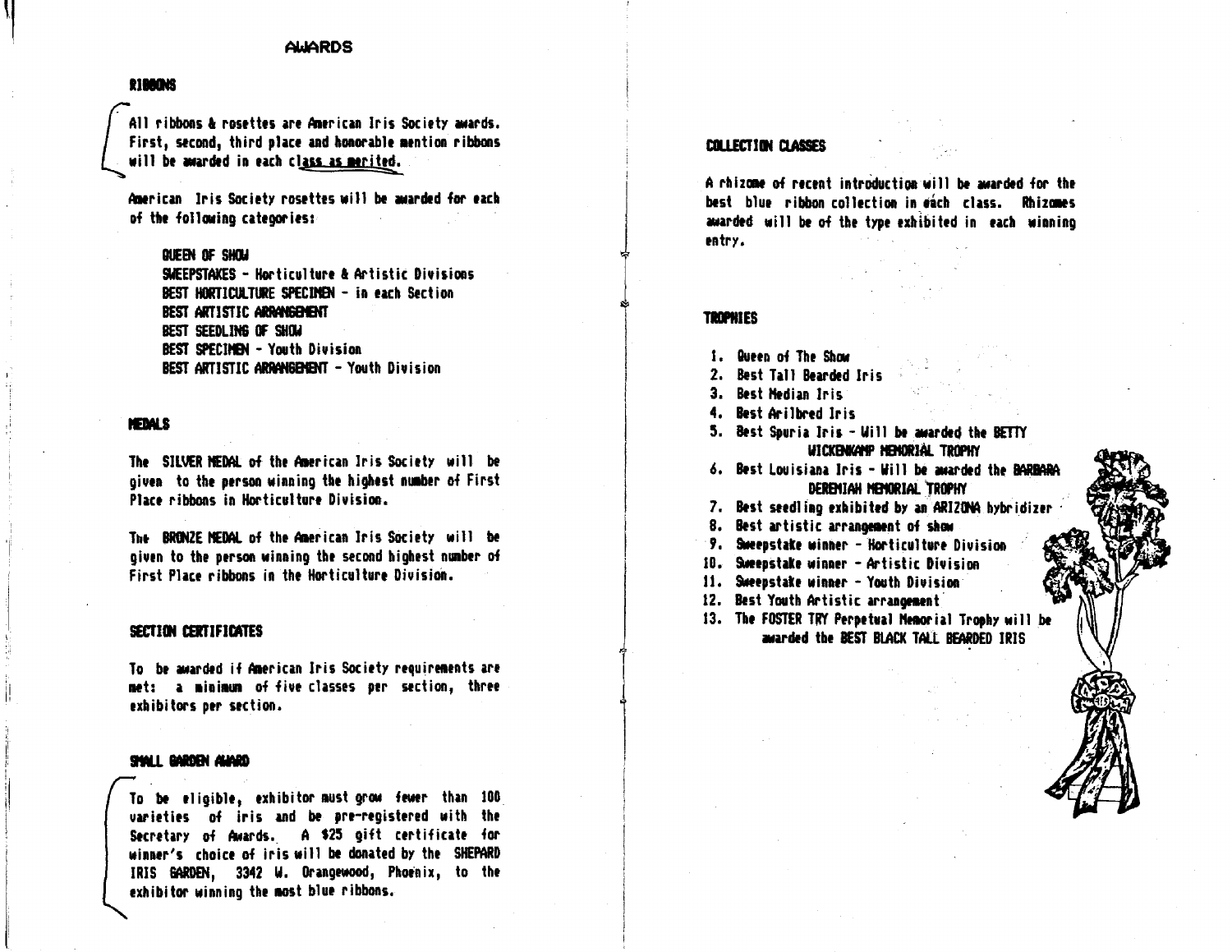# AWARDS

## RIBBONS

All ribbons & rosettes are American Iris Society awards. First, second, third place and honorable mention ribbons will be awarded in each class as merited.

American Iris Society rosettes will be awarded for each of the following categories:

- QUEEN OF SHOW
- SWEEPSTAKES - Horticulture & Artistic Divisions
- BEST HORTICULTURE SPECIMEN - in each Section
- BEST ARTISTIC ARRANGEMENT
- BEST SEEDLING OF SHOW
- BEST SPECIMEN - Youth Division
- BEST ARTISTIC ARRANGEMENT - Youth Division

## MEDALS

The SILVER MEDAL of the American Iris Society will be given to the person winning the highest number of First Place ribbons in Horticulture Division.

The BRONZE MEDAL of the American Iris Society will be given to the person winning the second highest number of First Place ribbons in the Horticulture Division.

## SECTION CERTIFICATES

To be awarded if American Iris Society requirements are met: a minimum of five classes per section, three exhibitors per section.

## SMALL GARDEN AWARD

To be eligible, exhibitor must grow fewer than 100 varieties of iris and be pre-registered with the Secretary of Awards. A $25 gift certificate for winner's choice of iris will be donated by the SHEPARD IRIS GARDEN, 3342 W. Orangewood, Phoenix, to the exhibitor winning the most blue ribbons.

## COLLECTION CLASSES

A rhizome of recent introduction will be awarded for the best blue ribbon collection in each class. Rhizomes awarded will be of the type exhibited in each winning entry.

## TROPHIES

1. Queen of The Show
2. Best Tall Bearded Iris
3. Best Median Iris
4. Best Arilbred Iris
5. Best Spuria Iris - Will be awarded the BETTY WICKENKAMP MEMORIAL TROPHY
6. Best Louisiana Iris - Will be awarded the BARBARA DEREMIAH MEMORIAL TROPHY
7. Best seedling exhibited by an ARIZONA hybridizer
8. Best artistic arrangement of show
9. Sweepstake winner - Horticulture Division
10. Sweepstake winner - Artistic Division
11. Sweepstake winner - Youth Division
12. Best Youth Artistic arrangement
13. The FOSTER TRY Perpetual Memorial Trophy will be awarded the BEST BLACK TALL BEARDED IRIS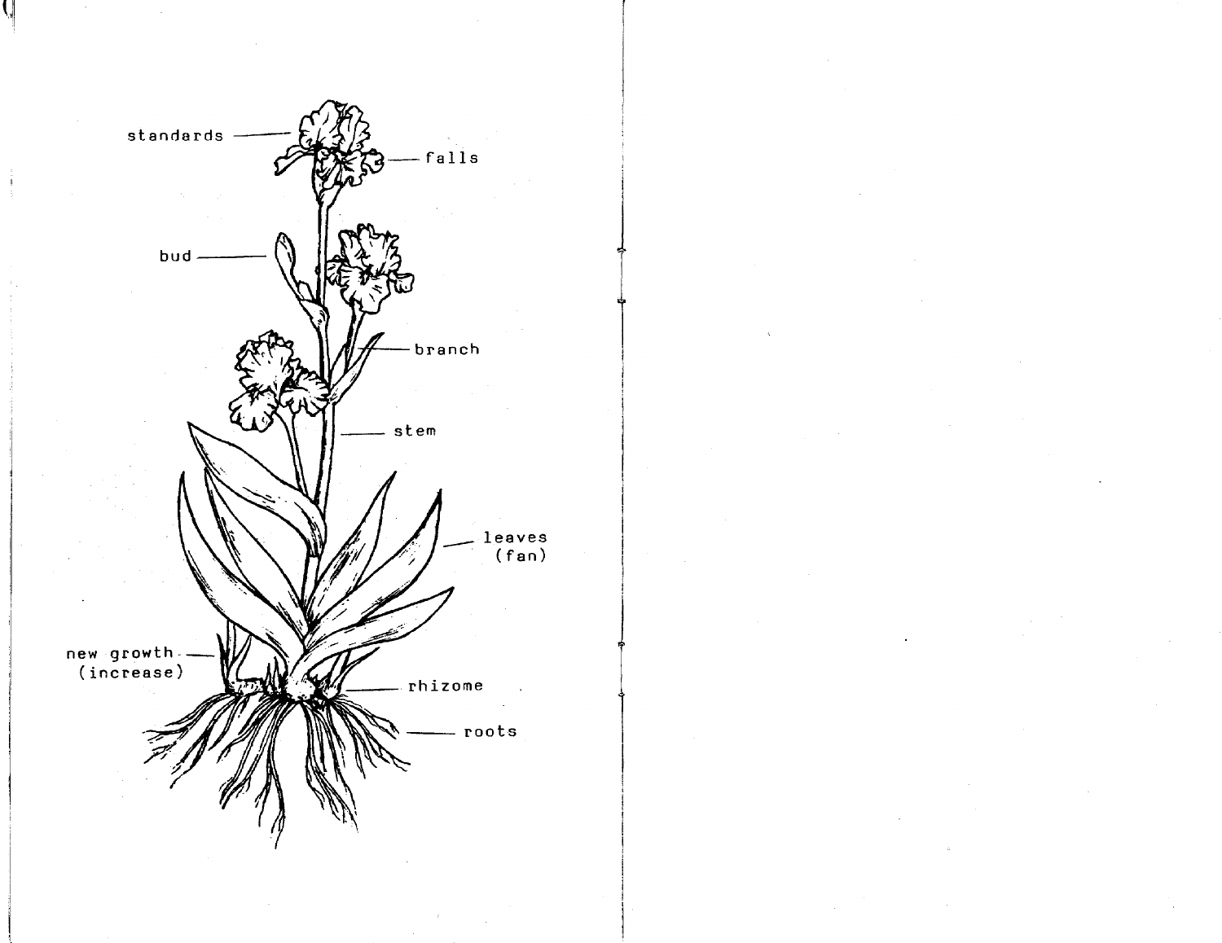standards

falls

bud

branch

stem

leaves
(fan)

new growth
(increase)

rhizome

roots